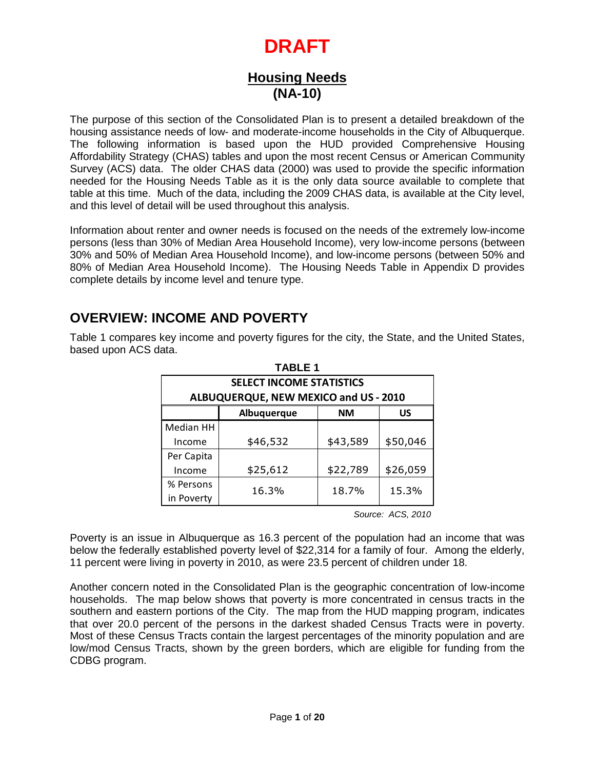# DRAFT

## Housing Needs
## (NA-10)

The purpose of this section of the Consolidated Plan is to present a detailed breakdown of the housing assistance needs of low- and moderate-income households in the City of Albuquerque. The following information is based upon the HUD provided Comprehensive Housing Affordability Strategy (CHAS) tables and upon the most recent Census or American Community Survey (ACS) data. The older CHAS data (2000) was used to provide the specific information needed for the Housing Needs Table as it is the only data source available to complete that table at this time. Much of the data, including the 2009 CHAS data, is available at the City level, and this level of detail will be used throughout this analysis.

Information about renter and owner needs is focused on the needs of the extremely low-income persons (less than 30% of Median Area Household Income), very low-income persons (between 30% and 50% of Median Area Household Income), and low-income persons (between 50% and 80% of Median Area Household Income). The Housing Needs Table in Appendix D provides complete details by income level and tenure type.

## OVERVIEW: INCOME AND POVERTY

Table 1 compares key income and poverty figures for the city, the State, and the United States, based upon ACS data.

**TABLE 1**

**SELECT INCOME STATISTICS**
**ALBUQUERQUE, NEW MEXICO and US - 2010**

| | Albuquerque | NM | US |
|---|---|---|---|
| Median HH Income | $46,532 | $43,589 | $50,046 |
| Per Capita Income | $25,612 | $22,789 | $26,059 |
| % Persons in Poverty | 16.3% | 18.7% | 15.3% |

*Source: ACS, 2010*

Poverty is an issue in Albuquerque as 16.3 percent of the population had an income that was below the federally established poverty level of $22,314 for a family of four. Among the elderly, 11 percent were living in poverty in 2010, as were 23.5 percent of children under 18.

Another concern noted in the Consolidated Plan is the geographic concentration of low-income households. The map below shows that poverty is more concentrated in census tracts in the southern and eastern portions of the City. The map from the HUD mapping program, indicates that over 20.0 percent of the persons in the darkest shaded Census Tracts were in poverty. Most of these Census Tracts contain the largest percentages of the minority population and are low/mod Census Tracts, shown by the green borders, which are eligible for funding from the CDBG program.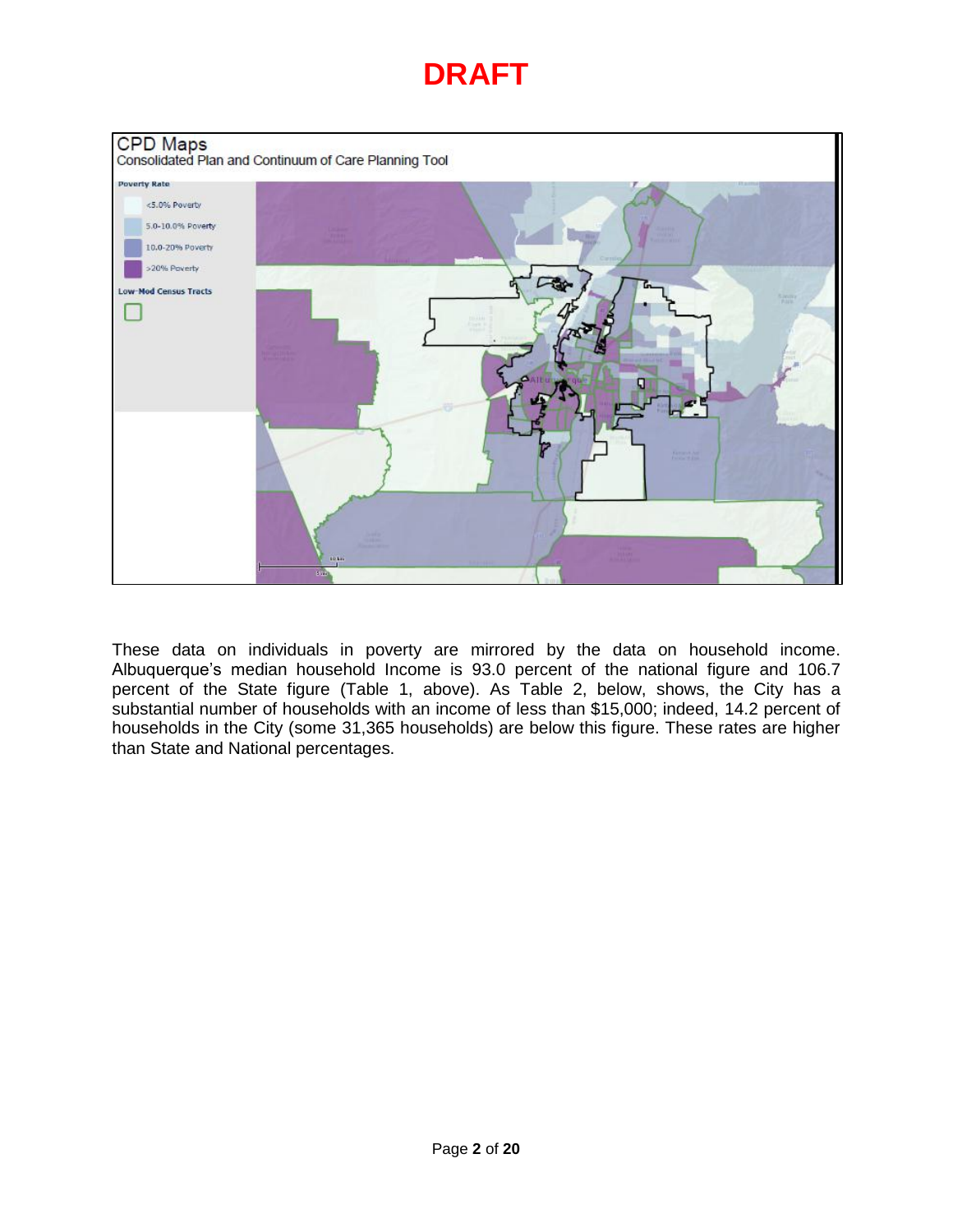CPD Maps

Consolidated Plan and Continuum of Care Planning Tool

Poverty Rate

- <5.0% Poverty
- 5.0-10.0% Poverty
- 10.0-20% Poverty
- >20% Poverty

Low-Mod Census Tracts

These data on individuals in poverty are mirrored by the data on household income. Albuquerque's median household Income is 93.0 percent of the national figure and 106.7 percent of the State figure (Table 1, above). As Table 2, below, shows, the City has a substantial number of households with an income of less than $15,000; indeed, 14.2 percent of households in the City (some 31,365 households) are below this figure. These rates are higher than State and National percentages.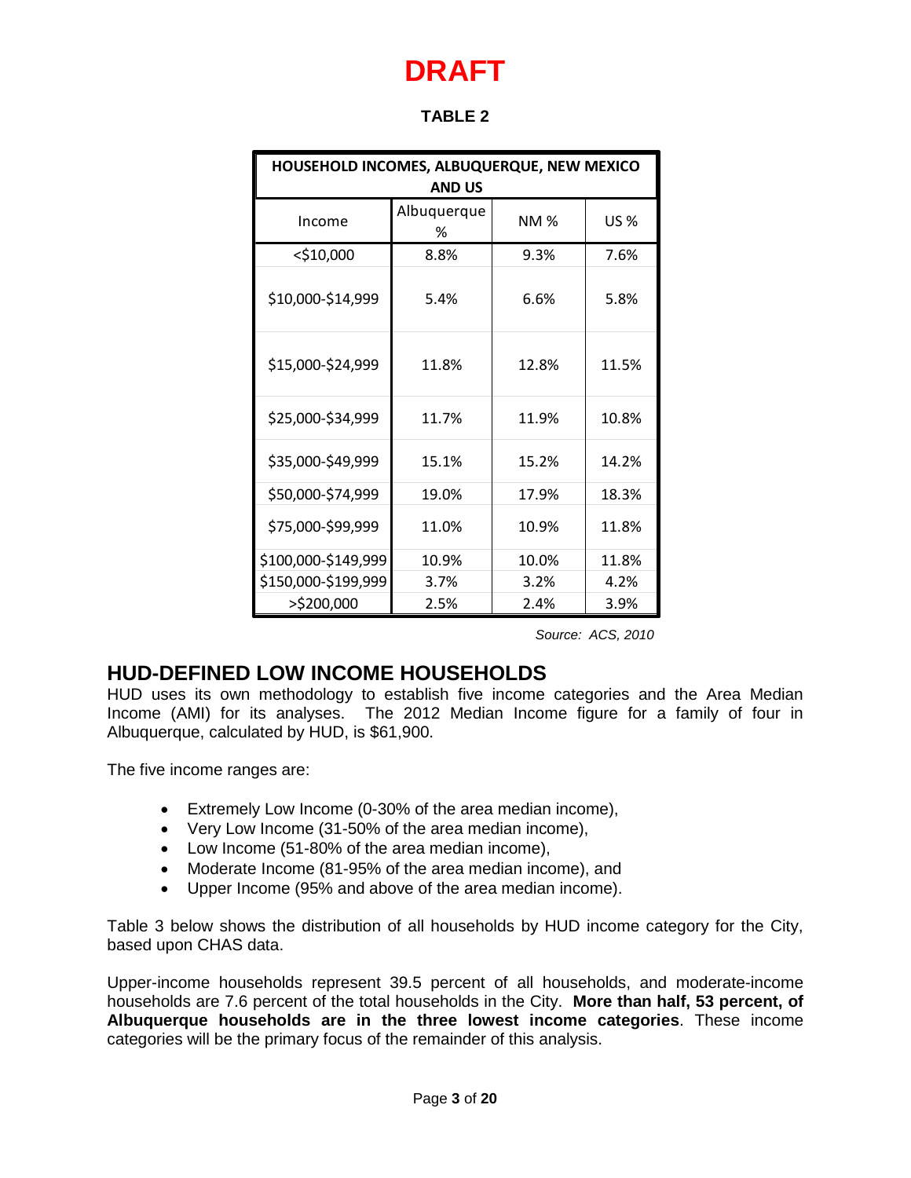# DRAFT

**TABLE 2**

| HOUSEHOLD INCOMES, ALBUQUERQUE, NEW MEXICO AND US | | | |
|---|---|---|---|
| Income | Albuquerque % | NM % | US % |
| <$10,000 | 8.8% | 9.3% | 7.6% |
| $10,000-$14,999 | 5.4% | 6.6% | 5.8% |
| $15,000-$24,999 | 11.8% | 12.8% | 11.5% |
| $25,000-$34,999 | 11.7% | 11.9% | 10.8% |
| $35,000-$49,999 | 15.1% | 15.2% | 14.2% |
| $50,000-$74,999 | 19.0% | 17.9% | 18.3% |
| $75,000-$99,999 | 11.0% | 10.9% | 11.8% |
| $100,000-$149,999 | 10.9% | 10.0% | 11.8% |
| $150,000-$199,999 | 3.7% | 3.2% | 4.2% |
| >$200,000 | 2.5% | 2.4% | 3.9% |

*Source: ACS, 2010*

## HUD-DEFINED LOW INCOME HOUSEHOLDS

HUD uses its own methodology to establish five income categories and the Area Median Income (AMI) for its analyses. The 2012 Median Income figure for a family of four in Albuquerque, calculated by HUD, is $61,900.

The five income ranges are:

- Extremely Low Income (0-30% of the area median income),
- Very Low Income (31-50% of the area median income),
- Low Income (51-80% of the area median income),
- Moderate Income (81-95% of the area median income), and
- Upper Income (95% and above of the area median income).

Table 3 below shows the distribution of all households by HUD income category for the City, based upon CHAS data.

Upper-income households represent 39.5 percent of all households, and moderate-income households are 7.6 percent of the total households in the City. **More than half, 53 percent, of Albuquerque households are in the three lowest income categories**. These income categories will be the primary focus of the remainder of this analysis.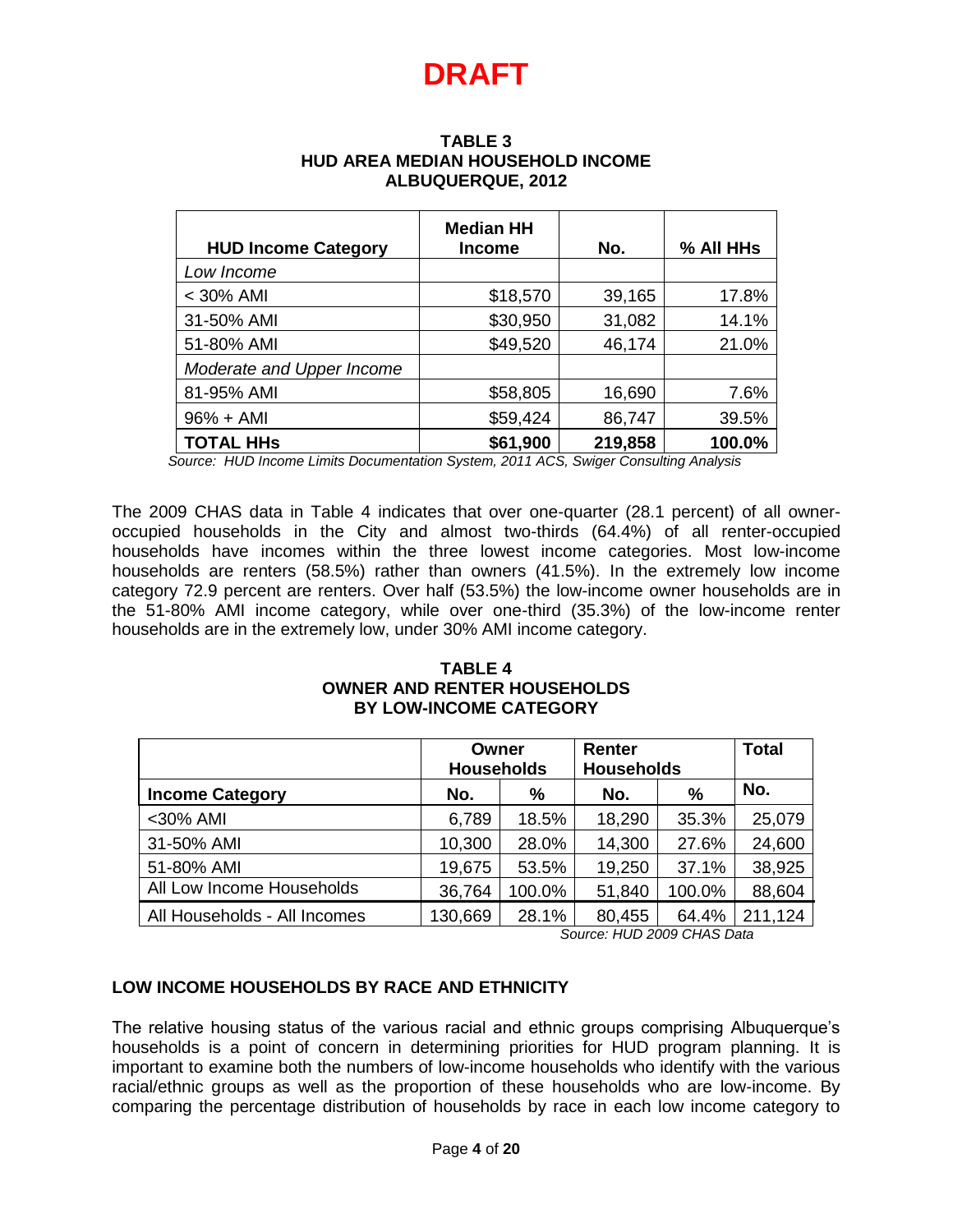# DRAFT

**TABLE 3**
**HUD AREA MEDIAN HOUSEHOLD INCOME**
**ALBUQUERQUE, 2012**

| HUD Income Category | Median HH Income | No. | % All HHs |
|---|---|---|---|
| *Low Income* | | | |
| < 30% AMI | $18,570 | 39,165 | 17.8% |
| 31-50% AMI | $30,950 | 31,082 | 14.1% |
| 51-80% AMI | $49,520 | 46,174 | 21.0% |
| *Moderate and Upper Income* | | | |
| 81-95% AMI | $58,805 | 16,690 | 7.6% |
| 96% + AMI | $59,424 | 86,747 | 39.5% |
| **TOTAL HHs** | **$61,900** | **219,858** | **100.0%** |

*Source: HUD Income Limits Documentation System, 2011 ACS, Swiger Consulting Analysis*

The 2009 CHAS data in Table 4 indicates that over one-quarter (28.1 percent) of all owner-occupied households in the City and almost two-thirds (64.4%) of all renter-occupied households have incomes within the three lowest income categories. Most low-income households are renters (58.5%) rather than owners (41.5%). In the extremely low income category 72.9 percent are renters. Over half (53.5%) the low-income owner households are in the 51-80% AMI income category, while over one-third (35.3%) of the low-income renter households are in the extremely low, under 30% AMI income category.

**TABLE 4**
**OWNER AND RENTER HOUSEHOLDS**
**BY LOW-INCOME CATEGORY**

| | Owner Households | | Renter Households | | Total |
|---|---|---|---|---|---|
| **Income Category** | **No.** | **%** | **No.** | **%** | **No.** |
| <30% AMI | 6,789 | 18.5% | 18,290 | 35.3% | 25,079 |
| 31-50% AMI | 10,300 | 28.0% | 14,300 | 27.6% | 24,600 |
| 51-80% AMI | 19,675 | 53.5% | 19,250 | 37.1% | 38,925 |
| All Low Income Households | 36,764 | 100.0% | 51,840 | 100.0% | 88,604 |
| All Households - All Incomes | 130,669 | 28.1% | 80,455 | 64.4% | 211,124 |

*Source: HUD 2009 CHAS Data*

## LOW INCOME HOUSEHOLDS BY RACE AND ETHNICITY

The relative housing status of the various racial and ethnic groups comprising Albuquerque's households is a point of concern in determining priorities for HUD program planning. It is important to examine both the numbers of low-income households who identify with the various racial/ethnic groups as well as the proportion of these households who are low-income. By comparing the percentage distribution of households by race in each low income category to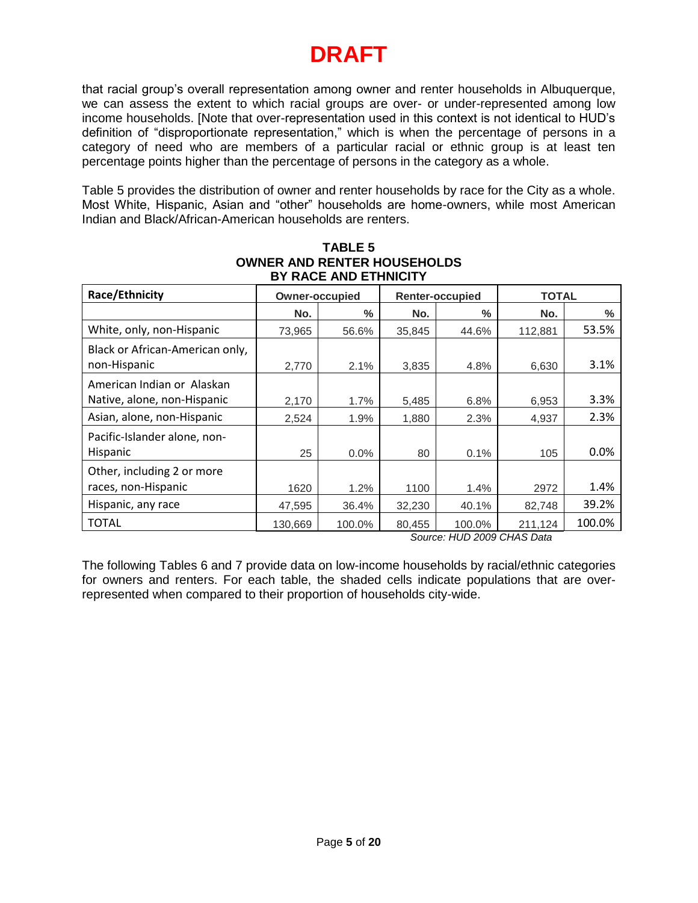# DRAFT

that racial group's overall representation among owner and renter households in Albuquerque, we can assess the extent to which racial groups are over- or under-represented among low income households. [Note that over-representation used in this context is not identical to HUD's definition of "disproportionate representation," which is when the percentage of persons in a category of need who are members of a particular racial or ethnic group is at least ten percentage points higher than the percentage of persons in the category as a whole.

Table 5 provides the distribution of owner and renter households by race for the City as a whole. Most White, Hispanic, Asian and "other" households are home-owners, while most American Indian and Black/African-American households are renters.

**TABLE 5**
**OWNER AND RENTER HOUSEHOLDS BY RACE AND ETHNICITY**

| Race/Ethnicity | Owner-occupied | | Renter-occupied | | TOTAL | |
|---|---|---|---|---|---|---|
| | No. | % | No. | % | No. | % |
| White, only, non-Hispanic | 73,965 | 56.6% | 35,845 | 44.6% | 112,881 | 53.5% |
| Black or African-American only, non-Hispanic | 2,770 | 2.1% | 3,835 | 4.8% | 6,630 | 3.1% |
| American Indian or Alaskan Native, alone, non-Hispanic | 2,170 | 1.7% | 5,485 | 6.8% | 6,953 | 3.3% |
| Asian, alone, non-Hispanic | 2,524 | 1.9% | 1,880 | 2.3% | 4,937 | 2.3% |
| Pacific-Islander alone, non-Hispanic | 25 | 0.0% | 80 | 0.1% | 105 | 0.0% |
| Other, including 2 or more races, non-Hispanic | 1620 | 1.2% | 1100 | 1.4% | 2972 | 1.4% |
| Hispanic, any race | 47,595 | 36.4% | 32,230 | 40.1% | 82,748 | 39.2% |
| TOTAL | 130,669 | 100.0% | 80,455 | 100.0% | 211,124 | 100.0% |

*Source: HUD 2009 CHAS Data*

The following Tables 6 and 7 provide data on low-income households by racial/ethnic categories for owners and renters. For each table, the shaded cells indicate populations that are over-represented when compared to their proportion of households city-wide.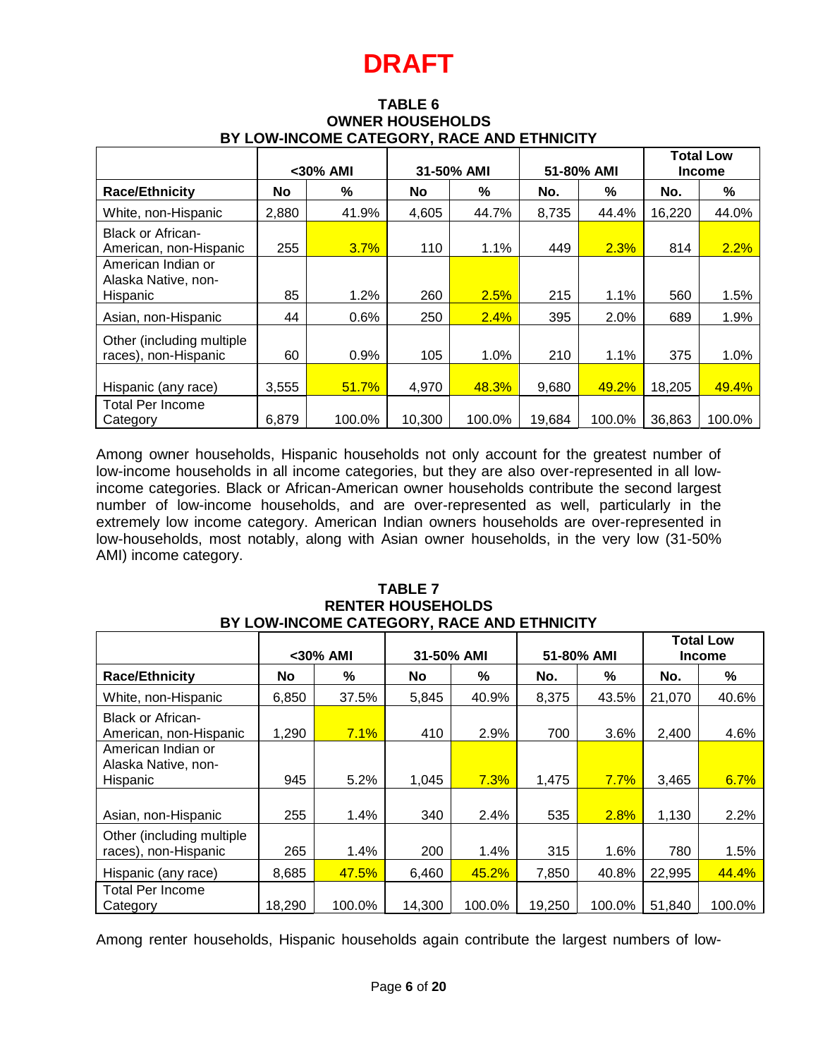# DRAFT

**TABLE 6**
**OWNER HOUSEHOLDS**
**BY LOW-INCOME CATEGORY, RACE AND ETHNICITY**

| | <30% AMI | | 31-50% AMI | | 51-80% AMI | | Total Low Income | |
|---|---|---|---|---|---|---|---|---|
| **Race/Ethnicity** | **No** | **%** | **No** | **%** | **No.** | **%** | **No.** | **%** |
| White, non-Hispanic | 2,880 | 41.9% | 4,605 | 44.7% | 8,735 | 44.4% | 16,220 | 44.0% |
| Black or African-American, non-Hispanic | 255 | 3.7% | 110 | 1.1% | 449 | 2.3% | 814 | 2.2% |
| American Indian or Alaska Native, non-Hispanic | 85 | 1.2% | 260 | 2.5% | 215 | 1.1% | 560 | 1.5% |
| Asian, non-Hispanic | 44 | 0.6% | 250 | 2.4% | 395 | 2.0% | 689 | 1.9% |
| Other (including multiple races), non-Hispanic | 60 | 0.9% | 105 | 1.0% | 210 | 1.1% | 375 | 1.0% |
| Hispanic (any race) | 3,555 | 51.7% | 4,970 | 48.3% | 9,680 | 49.2% | 18,205 | 49.4% |
| Total Per Income Category | 6,879 | 100.0% | 10,300 | 100.0% | 19,684 | 100.0% | 36,863 | 100.0% |

Among owner households, Hispanic households not only account for the greatest number of low-income households in all income categories, but they are also over-represented in all low-income categories. Black or African-American owner households contribute the second largest number of low-income households, and are over-represented as well, particularly in the extremely low income category. American Indian owners households are over-represented in low-households, most notably, along with Asian owner households, in the very low (31-50% AMI) income category.

**TABLE 7**
**RENTER HOUSEHOLDS**
**BY LOW-INCOME CATEGORY, RACE AND ETHNICITY**

| | <30% AMI | | 31-50% AMI | | 51-80% AMI | | Total Low Income | |
|---|---|---|---|---|---|---|---|---|
| **Race/Ethnicity** | **No** | **%** | **No** | **%** | **No.** | **%** | **No.** | **%** |
| White, non-Hispanic | 6,850 | 37.5% | 5,845 | 40.9% | 8,375 | 43.5% | 21,070 | 40.6% |
| Black or African-American, non-Hispanic | 1,290 | 7.1% | 410 | 2.9% | 700 | 3.6% | 2,400 | 4.6% |
| American Indian or Alaska Native, non-Hispanic | 945 | 5.2% | 1,045 | 7.3% | 1,475 | 7.7% | 3,465 | 6.7% |
| Asian, non-Hispanic | 255 | 1.4% | 340 | 2.4% | 535 | 2.8% | 1,130 | 2.2% |
| Other (including multiple races), non-Hispanic | 265 | 1.4% | 200 | 1.4% | 315 | 1.6% | 780 | 1.5% |
| Hispanic (any race) | 8,685 | 47.5% | 6,460 | 45.2% | 7,850 | 40.8% | 22,995 | 44.4% |
| Total Per Income Category | 18,290 | 100.0% | 14,300 | 100.0% | 19,250 | 100.0% | 51,840 | 100.0% |

Among renter households, Hispanic households again contribute the largest numbers of low-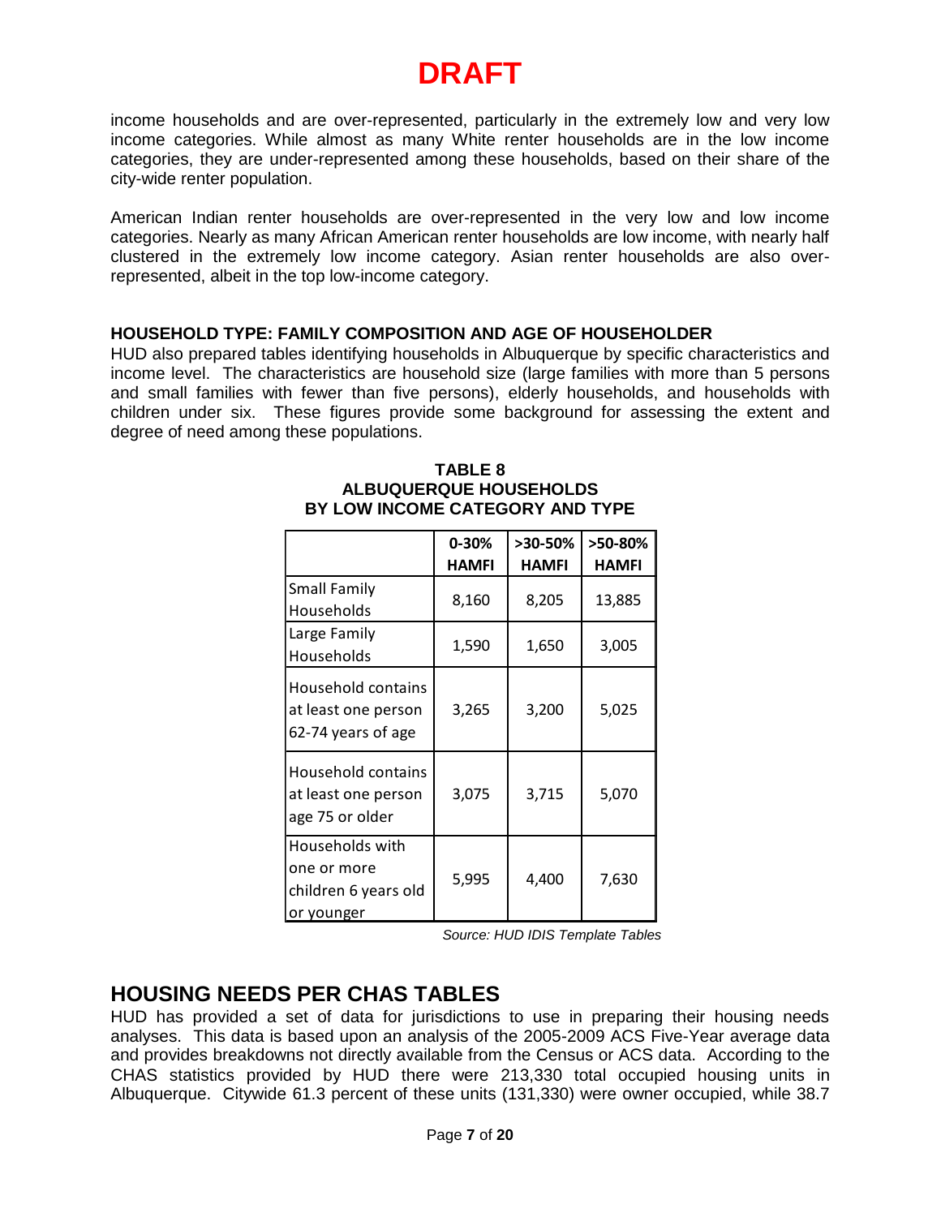# DRAFT

income households and are over-represented, particularly in the extremely low and very low income categories. While almost as many White renter households are in the low income categories, they are under-represented among these households, based on their share of the city-wide renter population.

American Indian renter households are over-represented in the very low and low income categories. Nearly as many African American renter households are low income, with nearly half clustered in the extremely low income category. Asian renter households are also over-represented, albeit in the top low-income category.

### HOUSEHOLD TYPE: FAMILY COMPOSITION AND AGE OF HOUSEHOLDER

HUD also prepared tables identifying households in Albuquerque by specific characteristics and income level. The characteristics are household size (large families with more than 5 persons and small families with fewer than five persons), elderly households, and households with children under six. These figures provide some background for assessing the extent and degree of need among these populations.

**TABLE 8**
**ALBUQUERQUE HOUSEHOLDS**
**BY LOW INCOME CATEGORY AND TYPE**

| | 0-30% HAMFI | >30-50% HAMFI | >50-80% HAMFI |
|---|---|---|---|
| Small Family Households | 8,160 | 8,205 | 13,885 |
| Large Family Households | 1,590 | 1,650 | 3,005 |
| Household contains at least one person 62-74 years of age | 3,265 | 3,200 | 5,025 |
| Household contains at least one person age 75 or older | 3,075 | 3,715 | 5,070 |
| Households with one or more children 6 years old or younger | 5,995 | 4,400 | 7,630 |

*Source: HUD IDIS Template Tables*

## HOUSING NEEDS PER CHAS TABLES

HUD has provided a set of data for jurisdictions to use in preparing their housing needs analyses. This data is based upon an analysis of the 2005-2009 ACS Five-Year average data and provides breakdowns not directly available from the Census or ACS data. According to the CHAS statistics provided by HUD there were 213,330 total occupied housing units in Albuquerque. Citywide 61.3 percent of these units (131,330) were owner occupied, while 38.7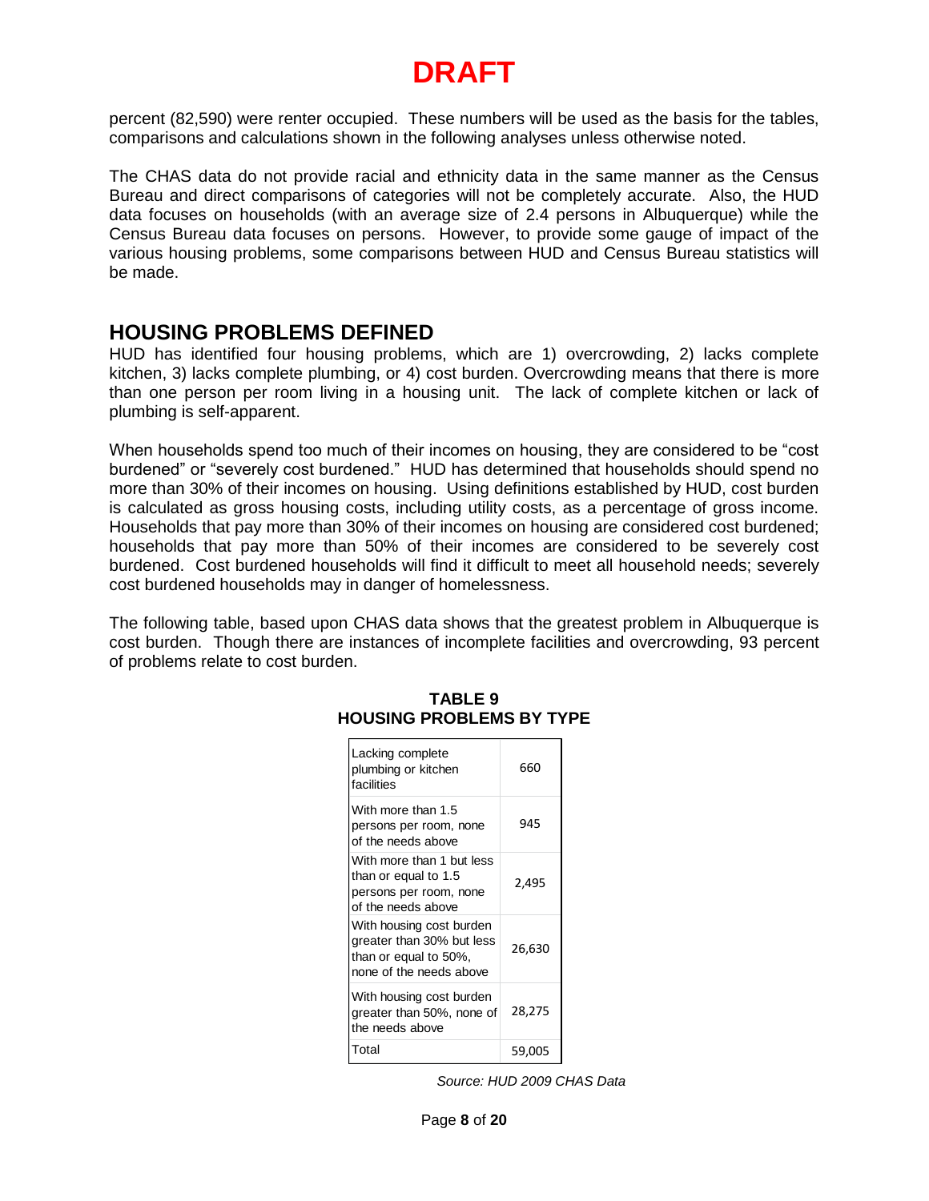# DRAFT

percent (82,590) were renter occupied. These numbers will be used as the basis for the tables, comparisons and calculations shown in the following analyses unless otherwise noted.

The CHAS data do not provide racial and ethnicity data in the same manner as the Census Bureau and direct comparisons of categories will not be completely accurate. Also, the HUD data focuses on households (with an average size of 2.4 persons in Albuquerque) while the Census Bureau data focuses on persons. However, to provide some gauge of impact of the various housing problems, some comparisons between HUD and Census Bureau statistics will be made.

## HOUSING PROBLEMS DEFINED

HUD has identified four housing problems, which are 1) overcrowding, 2) lacks complete kitchen, 3) lacks complete plumbing, or 4) cost burden. Overcrowding means that there is more than one person per room living in a housing unit. The lack of complete kitchen or lack of plumbing is self-apparent.

When households spend too much of their incomes on housing, they are considered to be "cost burdened" or "severely cost burdened." HUD has determined that households should spend no more than 30% of their incomes on housing. Using definitions established by HUD, cost burden is calculated as gross housing costs, including utility costs, as a percentage of gross income. Households that pay more than 30% of their incomes on housing are considered cost burdened; households that pay more than 50% of their incomes are considered to be severely cost burdened. Cost burdened households will find it difficult to meet all household needs; severely cost burdened households may in danger of homelessness.

The following table, based upon CHAS data shows that the greatest problem in Albuquerque is cost burden. Though there are instances of incomplete facilities and overcrowding, 93 percent of problems relate to cost burden.

**TABLE 9**
**HOUSING PROBLEMS BY TYPE**

| Housing Problem | Number |
|---|---|
| Lacking complete plumbing or kitchen facilities | 660 |
| With more than 1.5 persons per room, none of the needs above | 945 |
| With more than 1 but less than or equal to 1.5 persons per room, none of the needs above | 2,495 |
| With housing cost burden greater than 30% but less than or equal to 50%, none of the needs above | 26,630 |
| With housing cost burden greater than 50%, none of the needs above | 28,275 |
| Total | 59,005 |

*Source: HUD 2009 CHAS Data*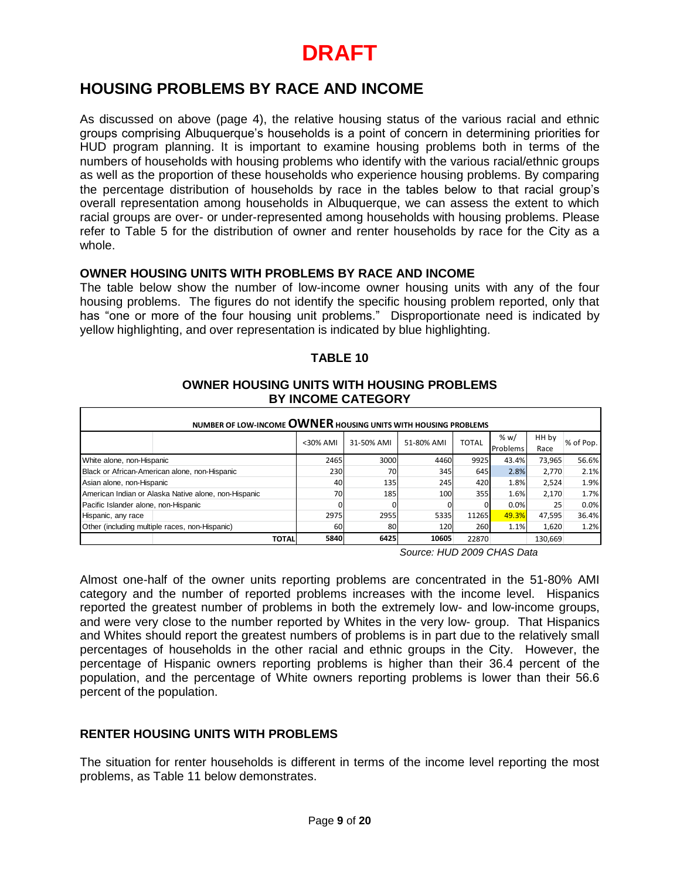# DRAFT

## HOUSING PROBLEMS BY RACE AND INCOME

As discussed on above (page 4), the relative housing status of the various racial and ethnic groups comprising Albuquerque's households is a point of concern in determining priorities for HUD program planning. It is important to examine housing problems both in terms of the numbers of households with housing problems who identify with the various racial/ethnic groups as well as the proportion of these households who experience housing problems. By comparing the percentage distribution of households by race in the tables below to that racial group's overall representation among households in Albuquerque, we can assess the extent to which racial groups are over- or under-represented among households with housing problems. Please refer to Table 5 for the distribution of owner and renter households by race for the City as a whole.

### OWNER HOUSING UNITS WITH PROBLEMS BY RACE AND INCOME

The table below show the number of low-income owner housing units with any of the four housing problems. The figures do not identify the specific housing problem reported, only that has "one or more of the four housing unit problems." Disproportionate need is indicated by yellow highlighting, and over representation is indicated by blue highlighting.

**TABLE 10**

**OWNER HOUSING UNITS WITH HOUSING PROBLEMS BY INCOME CATEGORY**

| NUMBER OF LOW-INCOME OWNER HOUSING UNITS WITH HOUSING PROBLEMS | | | | | | | |
|---|---|---|---|---|---|---|---|
| | <30% AMI | 31-50% AMI | 51-80% AMI | TOTAL | % w/ Problems | HH by Race | % of Pop. |
| White alone, non-Hispanic | 2465 | 3000 | 4460 | 9925 | 43.4% | 73,965 | 56.6% |
| Black or African-American alone, non-Hispanic | 230 | 70 | 345 | 645 | 2.8% | 2,770 | 2.1% |
| Asian alone, non-Hispanic | 40 | 135 | 245 | 420 | 1.8% | 2,524 | 1.9% |
| American Indian or Alaska Native alone, non-Hispanic | 70 | 185 | 100 | 355 | 1.6% | 2,170 | 1.7% |
| Pacific Islander alone, non-Hispanic | 0 | 0 | 0 | 0 | 0.0% | 25 | 0.0% |
| Hispanic, any race | 2975 | 2955 | 5335 | 11265 | 49.3% | 47,595 | 36.4% |
| Other (including multiple races, non-Hispanic) | 60 | 80 | 120 | 260 | 1.1% | 1,620 | 1.2% |
| **TOTAL** | **5840** | **6425** | **10605** | 22870 | | 130,669 | |

*Source: HUD 2009 CHAS Data*

Almost one-half of the owner units reporting problems are concentrated in the 51-80% AMI category and the number of reported problems increases with the income level. Hispanics reported the greatest number of problems in both the extremely low- and low-income groups, and were very close to the number reported by Whites in the very low- group. That Hispanics and Whites should report the greatest numbers of problems is in part due to the relatively small percentages of households in the other racial and ethnic groups in the City. However, the percentage of Hispanic owners reporting problems is higher than their 36.4 percent of the population, and the percentage of White owners reporting problems is lower than their 56.6 percent of the population.

### RENTER HOUSING UNITS WITH PROBLEMS

The situation for renter households is different in terms of the income level reporting the most problems, as Table 11 below demonstrates.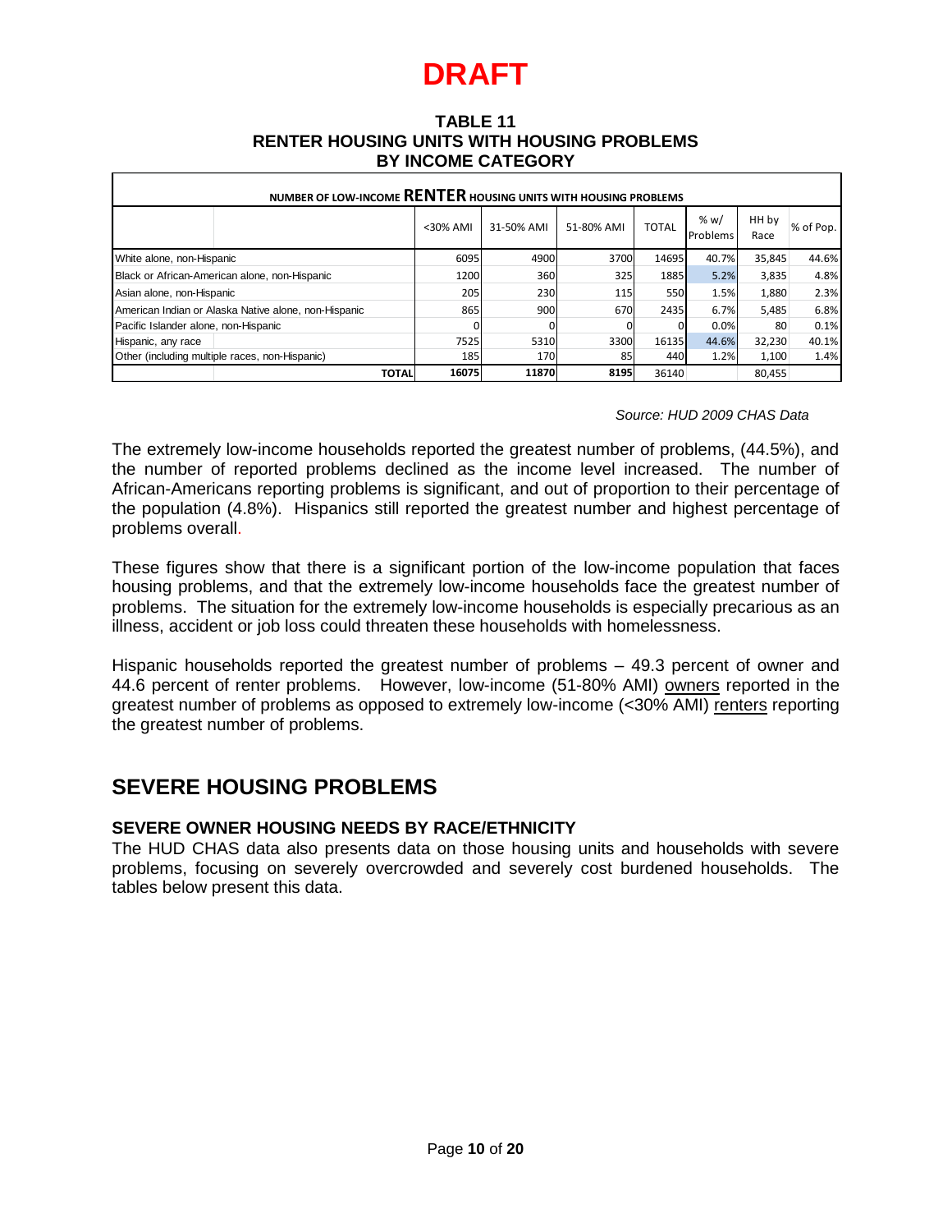# DRAFT

**TABLE 11**
**RENTER HOUSING UNITS WITH HOUSING PROBLEMS**
**BY INCOME CATEGORY**

| NUMBER OF LOW-INCOME **RENTER** HOUSING UNITS WITH HOUSING PROBLEMS | | | | | | | |
|---|---|---|---|---|---|---|---|
| | <30% AMI | 31-50% AMI | 51-80% AMI | TOTAL | % w/ Problems | HH by Race | % of Pop. |
| White alone, non-Hispanic | 6095 | 4900 | 3700 | 14695 | 40.7% | 35,845 | 44.6% |
| Black or African-American alone, non-Hispanic | 1200 | 360 | 325 | 1885 | 5.2% | 3,835 | 4.8% |
| Asian alone, non-Hispanic | 205 | 230 | 115 | 550 | 1.5% | 1,880 | 2.3% |
| American Indian or Alaska Native alone, non-Hispanic | 865 | 900 | 670 | 2435 | 6.7% | 5,485 | 6.8% |
| Pacific Islander alone, non-Hispanic | 0 | 0 | 0 | 0 | 0.0% | 80 | 0.1% |
| Hispanic, any race | 7525 | 5310 | 3300 | 16135 | 44.6% | 32,230 | 40.1% |
| Other (including multiple races, non-Hispanic) | 185 | 170 | 85 | 440 | 1.2% | 1,100 | 1.4% |
| **TOTAL** | **16075** | **11870** | **8195** | 36140 | | 80,455 | |

*Source: HUD 2009 CHAS Data*

The extremely low-income households reported the greatest number of problems, (44.5%), and the number of reported problems declined as the income level increased. The number of African-Americans reporting problems is significant, and out of proportion to their percentage of the population (4.8%). Hispanics still reported the greatest number and highest percentage of problems overall.

These figures show that there is a significant portion of the low-income population that faces housing problems, and that the extremely low-income households face the greatest number of problems. The situation for the extremely low-income households is especially precarious as an illness, accident or job loss could threaten these households with homelessness.

Hispanic households reported the greatest number of problems – 49.3 percent of owner and 44.6 percent of renter problems. However, low-income (51-80% AMI) owners reported in the greatest number of problems as opposed to extremely low-income (<30% AMI) renters reporting the greatest number of problems.

## SEVERE HOUSING PROBLEMS

### SEVERE OWNER HOUSING NEEDS BY RACE/ETHNICITY

The HUD CHAS data also presents data on those housing units and households with severe problems, focusing on severely overcrowded and severely cost burdened households. The tables below present this data.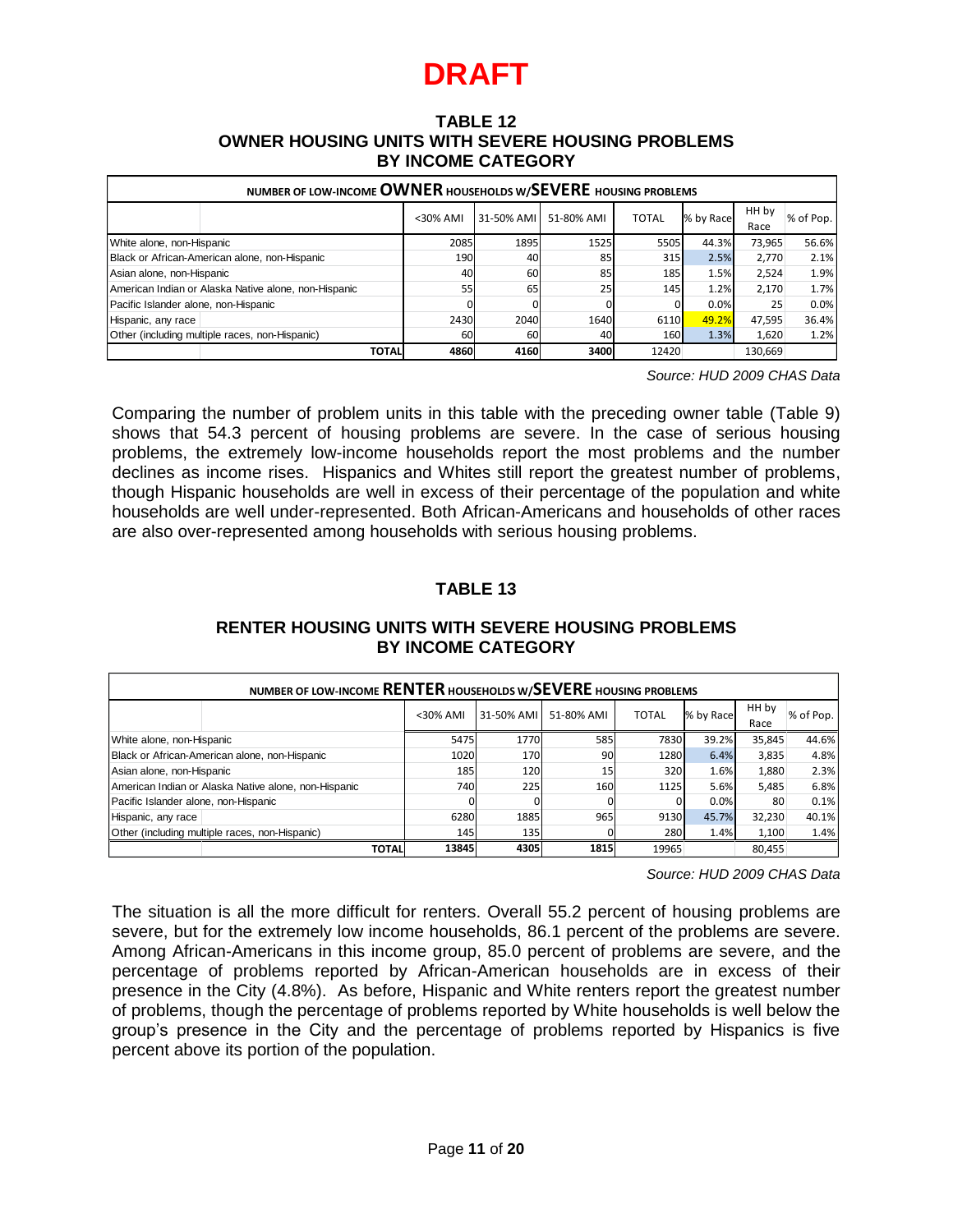# DRAFT

## TABLE 12
## OWNER HOUSING UNITS WITH SEVERE HOUSING PROBLEMS BY INCOME CATEGORY

| NUMBER OF LOW-INCOME **OWNER** HOUSEHOLDS W/**SEVERE** HOUSING PROBLEMS | | | | | | | |
|---|---|---|---|---|---|---|---|
| | <30% AMI | 31-50% AMI | 51-80% AMI | TOTAL | % by Race | HH by Race | % of Pop. |
| White alone, non-Hispanic | 2085 | 1895 | 1525 | 5505 | 44.3% | 73,965 | 56.6% |
| Black or African-American alone, non-Hispanic | 190 | 40 | 85 | 315 | 2.5% | 2,770 | 2.1% |
| Asian alone, non-Hispanic | 40 | 60 | 85 | 185 | 1.5% | 2,524 | 1.9% |
| American Indian or Alaska Native alone, non-Hispanic | 55 | 65 | 25 | 145 | 1.2% | 2,170 | 1.7% |
| Pacific Islander alone, non-Hispanic | 0 | 0 | 0 | 0 | 0.0% | 25 | 0.0% |
| Hispanic, any race | 2430 | 2040 | 1640 | 6110 | 49.2% | 47,595 | 36.4% |
| Other (including multiple races, non-Hispanic) | 60 | 60 | 40 | 160 | 1.3% | 1,620 | 1.2% |
| **TOTAL** | **4860** | **4160** | **3400** | 12420 | | 130,669 | |

*Source: HUD 2009 CHAS Data*

Comparing the number of problem units in this table with the preceding owner table (Table 9) shows that 54.3 percent of housing problems are severe. In the case of serious housing problems, the extremely low-income households report the most problems and the number declines as income rises. Hispanics and Whites still report the greatest number of problems, though Hispanic households are well in excess of their percentage of the population and white households are well under-represented. Both African-Americans and households of other races are also over-represented among households with serious housing problems.

## TABLE 13

## RENTER HOUSING UNITS WITH SEVERE HOUSING PROBLEMS BY INCOME CATEGORY

| NUMBER OF LOW-INCOME **RENTER** HOUSEHOLDS W/**SEVERE** HOUSING PROBLEMS | | | | | | | |
|---|---|---|---|---|---|---|---|
| | <30% AMI | 31-50% AMI | 51-80% AMI | TOTAL | % by Race | HH by Race | % of Pop. |
| White alone, non-Hispanic | 5475 | 1770 | 585 | 7830 | 39.2% | 35,845 | 44.6% |
| Black or African-American alone, non-Hispanic | 1020 | 170 | 90 | 1280 | 6.4% | 3,835 | 4.8% |
| Asian alone, non-Hispanic | 185 | 120 | 15 | 320 | 1.6% | 1,880 | 2.3% |
| American Indian or Alaska Native alone, non-Hispanic | 740 | 225 | 160 | 1125 | 5.6% | 5,485 | 6.8% |
| Pacific Islander alone, non-Hispanic | 0 | 0 | 0 | 0 | 0.0% | 80 | 0.1% |
| Hispanic, any race | 6280 | 1885 | 965 | 9130 | 45.7% | 32,230 | 40.1% |
| Other (including multiple races, non-Hispanic) | 145 | 135 | 0 | 280 | 1.4% | 1,100 | 1.4% |
| **TOTAL** | **13845** | **4305** | **1815** | 19965 | | 80,455 | |

*Source: HUD 2009 CHAS Data*

The situation is all the more difficult for renters. Overall 55.2 percent of housing problems are severe, but for the extremely low income households, 86.1 percent of the problems are severe. Among African-Americans in this income group, 85.0 percent of problems are severe, and the percentage of problems reported by African-American households are in excess of their presence in the City (4.8%). As before, Hispanic and White renters report the greatest number of problems, though the percentage of problems reported by White households is well below the group's presence in the City and the percentage of problems reported by Hispanics is five percent above its portion of the population.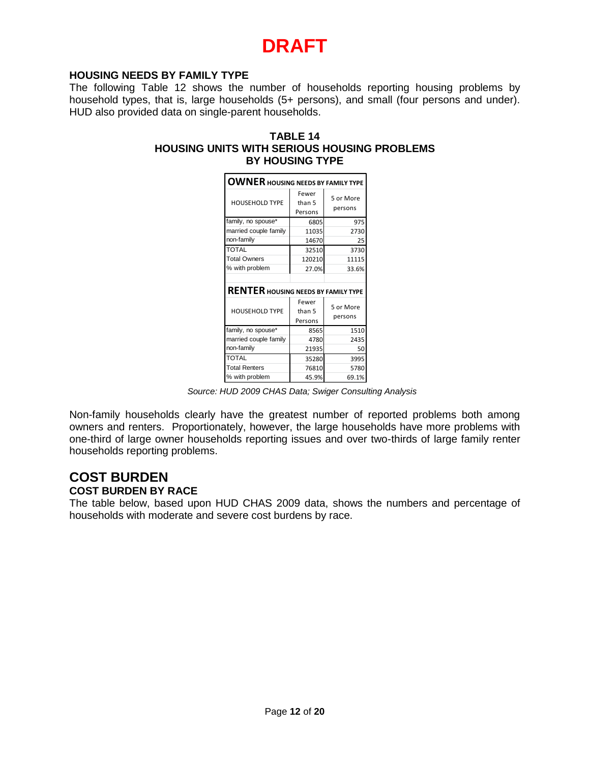**DRAFT**

### HOUSING NEEDS BY FAMILY TYPE

The following Table 12 shows the number of households reporting housing problems by household types, that is, large households (5+ persons), and small (four persons and under). HUD also provided data on single-parent households.

**TABLE 14**
**HOUSING UNITS WITH SERIOUS HOUSING PROBLEMS BY HOUSING TYPE**

| **OWNER** HOUSING NEEDS BY FAMILY TYPE | | |
|---|---|---|
| HOUSEHOLD TYPE | Fewer than 5 Persons | 5 or More persons |
| family, no spouse* | 6805 | 975 |
| married couple family | 11035 | 2730 |
| non-family | 14670 | 25 |
| TOTAL | 32510 | 3730 |
| Total Owners | 120210 | 11115 |
| % with problem | 27.0% | 33.6% |
| | | |
| **RENTER** HOUSING NEEDS BY FAMILY TYPE | | |
| HOUSEHOLD TYPE | Fewer than 5 Persons | 5 or More persons |
| family, no spouse* | 8565 | 1510 |
| married couple family | 4780 | 2435 |
| non-family | 21935 | 50 |
| TOTAL | 35280 | 3995 |
| Total Renters | 76810 | 5780 |
| % with problem | 45.9% | 69.1% |

*Source: HUD 2009 CHAS Data; Swiger Consulting Analysis*

Non-family households clearly have the greatest number of reported problems both among owners and renters. Proportionately, however, the large households have more problems with one-third of large owner households reporting issues and over two-thirds of large family renter households reporting problems.

## COST BURDEN

### COST BURDEN BY RACE

The table below, based upon HUD CHAS 2009 data, shows the numbers and percentage of households with moderate and severe cost burdens by race.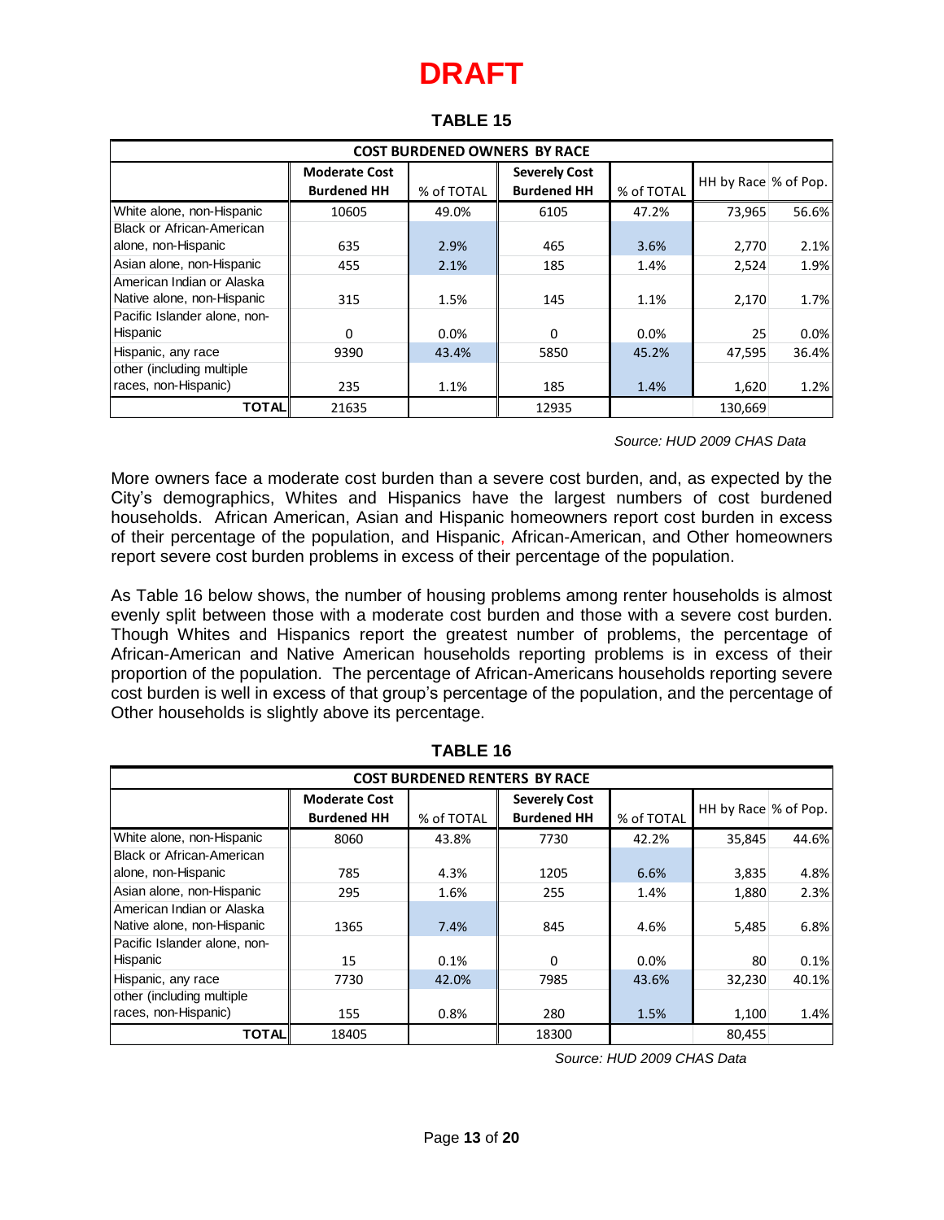# DRAFT

**TABLE 15**

| COST BURDENED OWNERS BY RACE | | | | | | |
|---|---|---|---|---|---|---|
| | **Moderate Cost Burdened HH** | % of TOTAL | **Severely Cost Burdened HH** | % of TOTAL | HH by Race | % of Pop. |
| White alone, non-Hispanic | 10605 | 49.0% | 6105 | 47.2% | 73,965 | 56.6% |
| Black or African-American alone, non-Hispanic | 635 | 2.9% | 465 | 3.6% | 2,770 | 2.1% |
| Asian alone, non-Hispanic | 455 | 2.1% | 185 | 1.4% | 2,524 | 1.9% |
| American Indian or Alaska Native alone, non-Hispanic | 315 | 1.5% | 145 | 1.1% | 2,170 | 1.7% |
| Pacific Islander alone, non-Hispanic | 0 | 0.0% | 0 | 0.0% | 25 | 0.0% |
| Hispanic, any race | 9390 | 43.4% | 5850 | 45.2% | 47,595 | 36.4% |
| other (including multiple races, non-Hispanic) | 235 | 1.1% | 185 | 1.4% | 1,620 | 1.2% |
| **TOTAL** | 21635 | | 12935 | | 130,669 | |

*Source: HUD 2009 CHAS Data*

More owners face a moderate cost burden than a severe cost burden, and, as expected by the City's demographics, Whites and Hispanics have the largest numbers of cost burdened households. African American, Asian and Hispanic homeowners report cost burden in excess of their percentage of the population, and Hispanic, African-American, and Other homeowners report severe cost burden problems in excess of their percentage of the population.

As Table 16 below shows, the number of housing problems among renter households is almost evenly split between those with a moderate cost burden and those with a severe cost burden. Though Whites and Hispanics report the greatest number of problems, the percentage of African-American and Native American households reporting problems is in excess of their proportion of the population. The percentage of African-Americans households reporting severe cost burden is well in excess of that group's percentage of the population, and the percentage of Other households is slightly above its percentage.

**TABLE 16**

| COST BURDENED RENTERS BY RACE | | | | | | |
|---|---|---|---|---|---|---|
| | **Moderate Cost Burdened HH** | % of TOTAL | **Severely Cost Burdened HH** | % of TOTAL | HH by Race | % of Pop. |
| White alone, non-Hispanic | 8060 | 43.8% | 7730 | 42.2% | 35,845 | 44.6% |
| Black or African-American alone, non-Hispanic | 785 | 4.3% | 1205 | 6.6% | 3,835 | 4.8% |
| Asian alone, non-Hispanic | 295 | 1.6% | 255 | 1.4% | 1,880 | 2.3% |
| American Indian or Alaska Native alone, non-Hispanic | 1365 | 7.4% | 845 | 4.6% | 5,485 | 6.8% |
| Pacific Islander alone, non-Hispanic | 15 | 0.1% | 0 | 0.0% | 80 | 0.1% |
| Hispanic, any race | 7730 | 42.0% | 7985 | 43.6% | 32,230 | 40.1% |
| other (including multiple races, non-Hispanic) | 155 | 0.8% | 280 | 1.5% | 1,100 | 1.4% |
| **TOTAL** | 18405 | | 18300 | | 80,455 | |

*Source: HUD 2009 CHAS Data*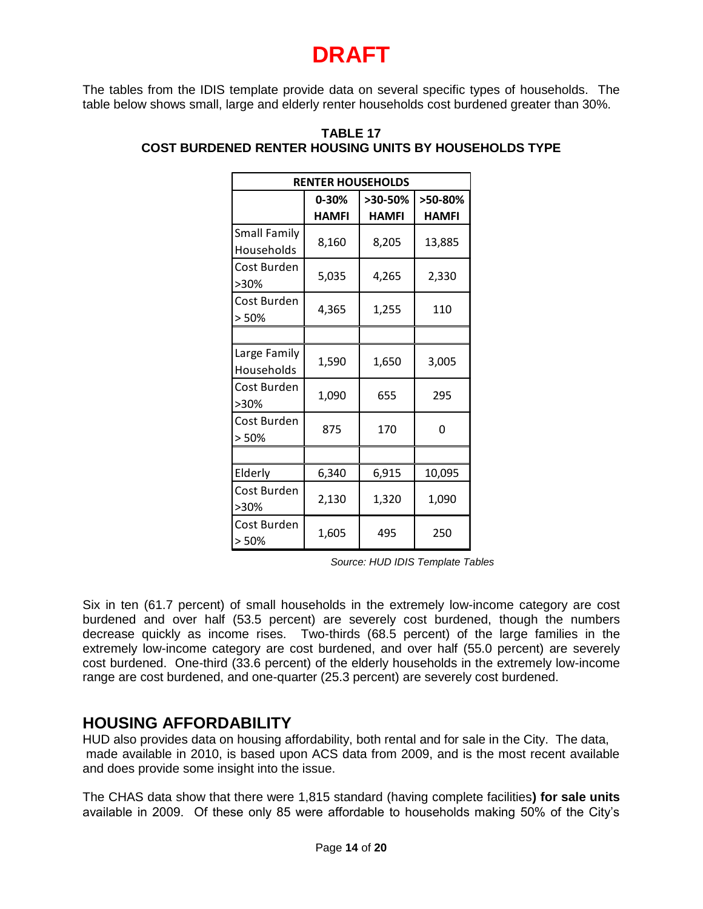# DRAFT

The tables from the IDIS template provide data on several specific types of households. The table below shows small, large and elderly renter households cost burdened greater than 30%.

**TABLE 17**
**COST BURDENED RENTER HOUSING UNITS BY HOUSEHOLDS TYPE**

| RENTER HOUSEHOLDS | | | |
|---|---|---|---|
| | 0-30% HAMFI | >30-50% HAMFI | >50-80% HAMFI |
| Small Family Households | 8,160 | 8,205 | 13,885 |
| Cost Burden >30% | 5,035 | 4,265 | 2,330 |
| Cost Burden > 50% | 4,365 | 1,255 | 110 |
| | | | |
| Large Family Households | 1,590 | 1,650 | 3,005 |
| Cost Burden >30% | 1,090 | 655 | 295 |
| Cost Burden > 50% | 875 | 170 | 0 |
| | | | |
| Elderly | 6,340 | 6,915 | 10,095 |
| Cost Burden >30% | 2,130 | 1,320 | 1,090 |
| Cost Burden > 50% | 1,605 | 495 | 250 |

*Source: HUD IDIS Template Tables*

Six in ten (61.7 percent) of small households in the extremely low-income category are cost burdened and over half (53.5 percent) are severely cost burdened, though the numbers decrease quickly as income rises. Two-thirds (68.5 percent) of the large families in the extremely low-income category are cost burdened, and over half (55.0 percent) are severely cost burdened. One-third (33.6 percent) of the elderly households in the extremely low-income range are cost burdened, and one-quarter (25.3 percent) are severely cost burdened.

## HOUSING AFFORDABILITY

HUD also provides data on housing affordability, both rental and for sale in the City. The data, made available in 2010, is based upon ACS data from 2009, and is the most recent available and does provide some insight into the issue.

The CHAS data show that there were 1,815 standard (having complete facilities**) for sale units** available in 2009. Of these only 85 were affordable to households making 50% of the City's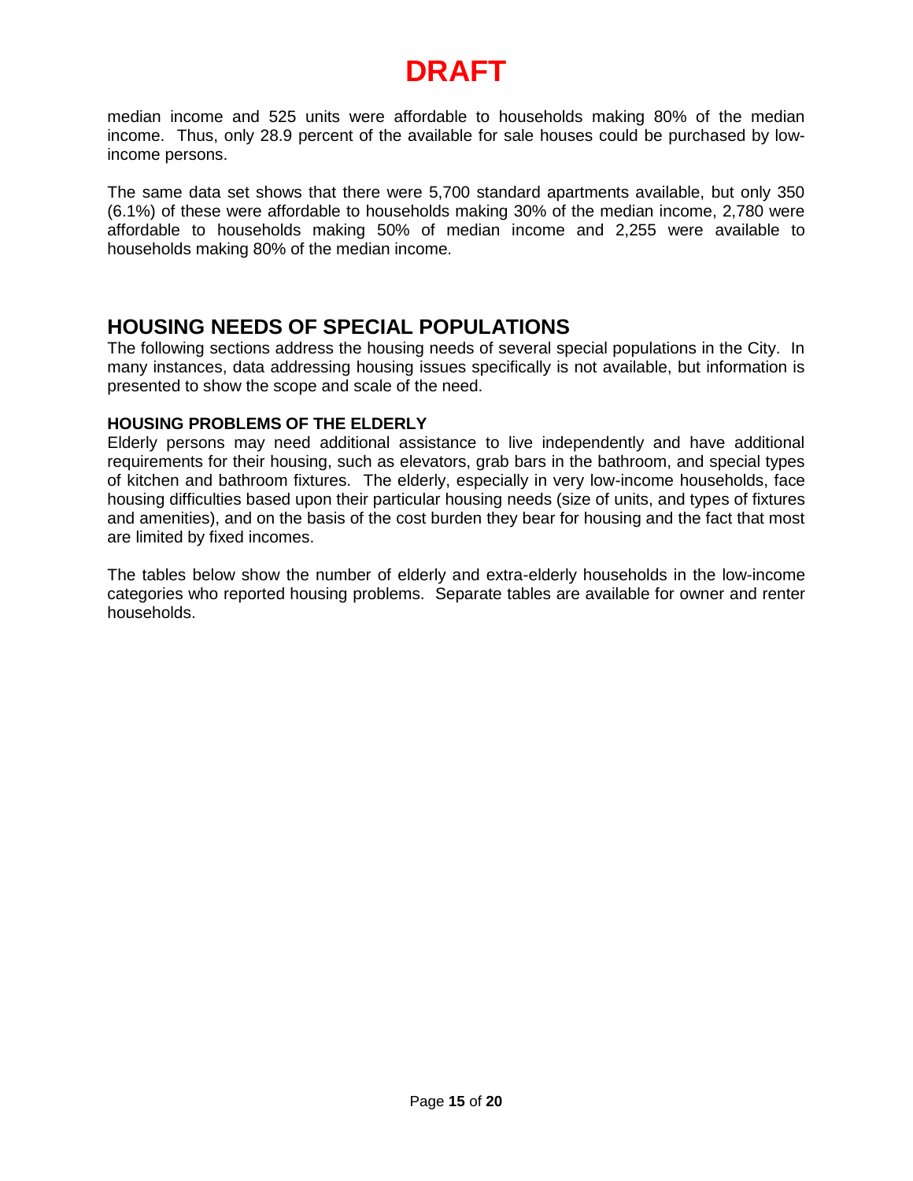# DRAFT

median income and 525 units were affordable to households making 80% of the median income. Thus, only 28.9 percent of the available for sale houses could be purchased by low-income persons.

The same data set shows that there were 5,700 standard apartments available, but only 350 (6.1%) of these were affordable to households making 30% of the median income, 2,780 were affordable to households making 50% of median income and 2,255 were available to households making 80% of the median income.

## HOUSING NEEDS OF SPECIAL POPULATIONS

The following sections address the housing needs of several special populations in the City. In many instances, data addressing housing issues specifically is not available, but information is presented to show the scope and scale of the need.

### HOUSING PROBLEMS OF THE ELDERLY

Elderly persons may need additional assistance to live independently and have additional requirements for their housing, such as elevators, grab bars in the bathroom, and special types of kitchen and bathroom fixtures. The elderly, especially in very low-income households, face housing difficulties based upon their particular housing needs (size of units, and types of fixtures and amenities), and on the basis of the cost burden they bear for housing and the fact that most are limited by fixed incomes.

The tables below show the number of elderly and extra-elderly households in the low-income categories who reported housing problems. Separate tables are available for owner and renter households.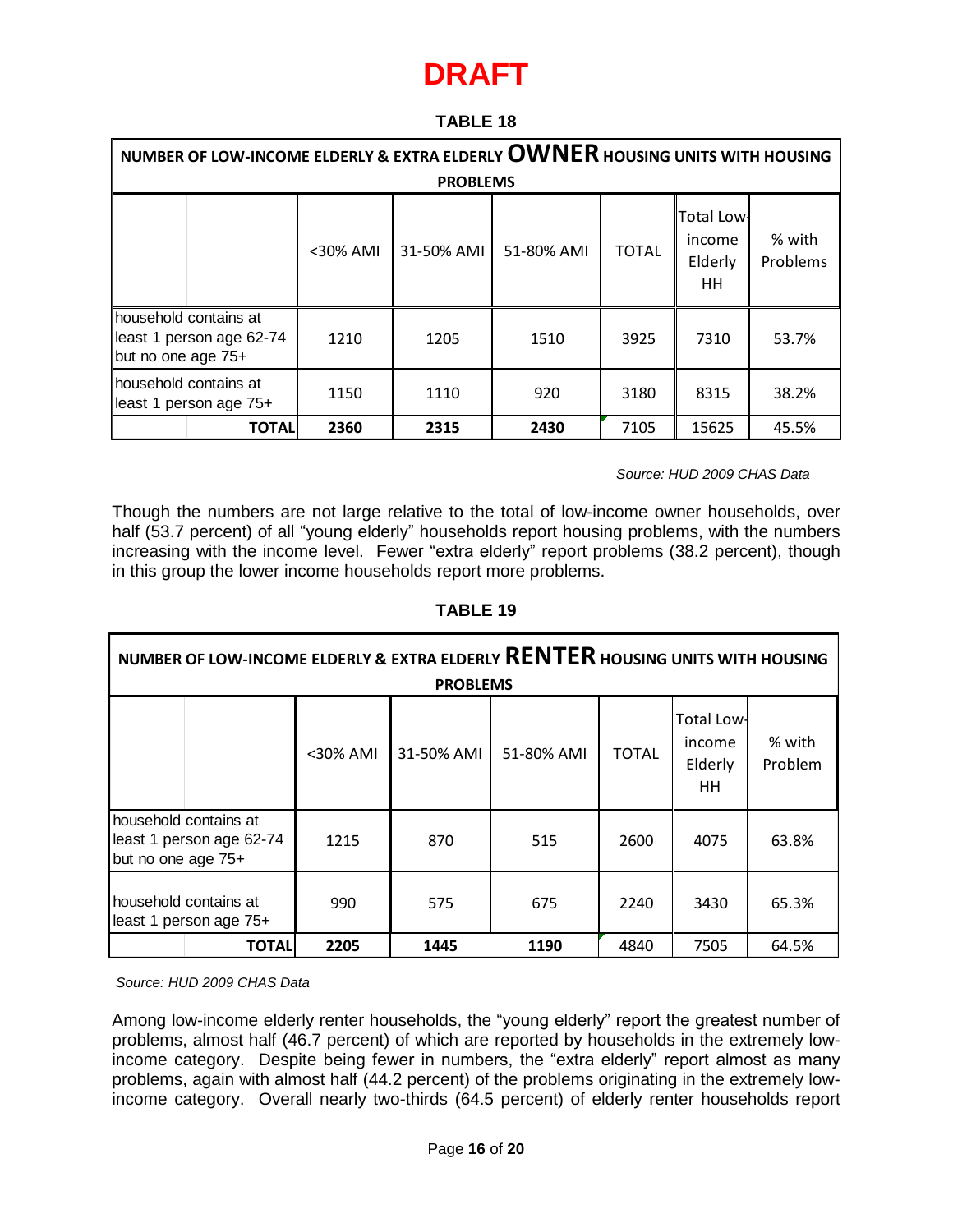# DRAFT

**TABLE 18**

| NUMBER OF LOW-INCOME ELDERLY & EXTRA ELDERLY **OWNER** HOUSING UNITS WITH HOUSING PROBLEMS | | | | | | |
|---|---|---|---|---|---|---|
| | <30% AMI | 31-50% AMI | 51-80% AMI | TOTAL | Total Low-income Elderly HH | % with Problems |
| household contains at least 1 person age 62-74 but no one age 75+ | 1210 | 1205 | 1510 | 3925 | 7310 | 53.7% |
| household contains at least 1 person age 75+ | 1150 | 1110 | 920 | 3180 | 8315 | 38.2% |
| **TOTAL** | **2360** | **2315** | **2430** | 7105 | 15625 | 45.5% |

*Source: HUD 2009 CHAS Data*

Though the numbers are not large relative to the total of low-income owner households, over half (53.7 percent) of all "young elderly" households report housing problems, with the numbers increasing with the income level. Fewer "extra elderly" report problems (38.2 percent), though in this group the lower income households report more problems.

**TABLE 19**

| NUMBER OF LOW-INCOME ELDERLY & EXTRA ELDERLY **RENTER** HOUSING UNITS WITH HOUSING PROBLEMS | | | | | | |
|---|---|---|---|---|---|---|
| | <30% AMI | 31-50% AMI | 51-80% AMI | TOTAL | Total Low-income Elderly HH | % with Problem |
| household contains at least 1 person age 62-74 but no one age 75+ | 1215 | 870 | 515 | 2600 | 4075 | 63.8% |
| household contains at least 1 person age 75+ | 990 | 575 | 675 | 2240 | 3430 | 65.3% |
| **TOTAL** | **2205** | **1445** | **1190** | 4840 | 7505 | 64.5% |

*Source: HUD 2009 CHAS Data*

Among low-income elderly renter households, the "young elderly" report the greatest number of problems, almost half (46.7 percent) of which are reported by households in the extremely low-income category. Despite being fewer in numbers, the "extra elderly" report almost as many problems, again with almost half (44.2 percent) of the problems originating in the extremely low-income category. Overall nearly two-thirds (64.5 percent) of elderly renter households report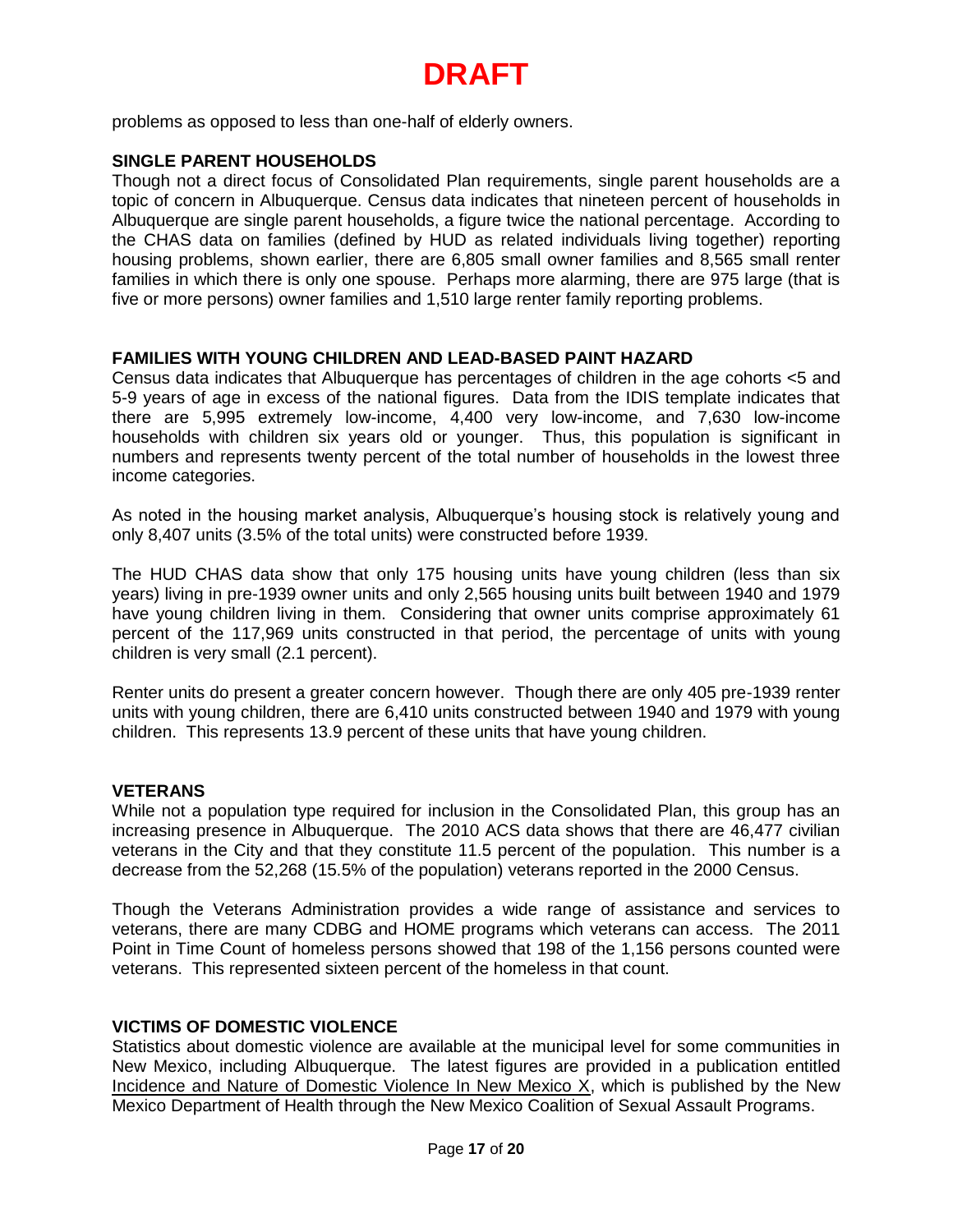# DRAFT

problems as opposed to less than one-half of elderly owners.

**SINGLE PARENT HOUSEHOLDS**

Though not a direct focus of Consolidated Plan requirements, single parent households are a topic of concern in Albuquerque. Census data indicates that nineteen percent of households in Albuquerque are single parent households, a figure twice the national percentage. According to the CHAS data on families (defined by HUD as related individuals living together) reporting housing problems, shown earlier, there are 6,805 small owner families and 8,565 small renter families in which there is only one spouse. Perhaps more alarming, there are 975 large (that is five or more persons) owner families and 1,510 large renter family reporting problems.

**FAMILIES WITH YOUNG CHILDREN AND LEAD-BASED PAINT HAZARD**

Census data indicates that Albuquerque has percentages of children in the age cohorts <5 and 5-9 years of age in excess of the national figures. Data from the IDIS template indicates that there are 5,995 extremely low-income, 4,400 very low-income, and 7,630 low-income households with children six years old or younger. Thus, this population is significant in numbers and represents twenty percent of the total number of households in the lowest three income categories.

As noted in the housing market analysis, Albuquerque's housing stock is relatively young and only 8,407 units (3.5% of the total units) were constructed before 1939.

The HUD CHAS data show that only 175 housing units have young children (less than six years) living in pre-1939 owner units and only 2,565 housing units built between 1940 and 1979 have young children living in them. Considering that owner units comprise approximately 61 percent of the 117,969 units constructed in that period, the percentage of units with young children is very small (2.1 percent).

Renter units do present a greater concern however. Though there are only 405 pre-1939 renter units with young children, there are 6,410 units constructed between 1940 and 1979 with young children. This represents 13.9 percent of these units that have young children.

**VETERANS**

While not a population type required for inclusion in the Consolidated Plan, this group has an increasing presence in Albuquerque. The 2010 ACS data shows that there are 46,477 civilian veterans in the City and that they constitute 11.5 percent of the population. This number is a decrease from the 52,268 (15.5% of the population) veterans reported in the 2000 Census.

Though the Veterans Administration provides a wide range of assistance and services to veterans, there are many CDBG and HOME programs which veterans can access. The 2011 Point in Time Count of homeless persons showed that 198 of the 1,156 persons counted were veterans. This represented sixteen percent of the homeless in that count.

**VICTIMS OF DOMESTIC VIOLENCE**

Statistics about domestic violence are available at the municipal level for some communities in New Mexico, including Albuquerque. The latest figures are provided in a publication entitled Incidence and Nature of Domestic Violence In New Mexico X, which is published by the New Mexico Department of Health through the New Mexico Coalition of Sexual Assault Programs.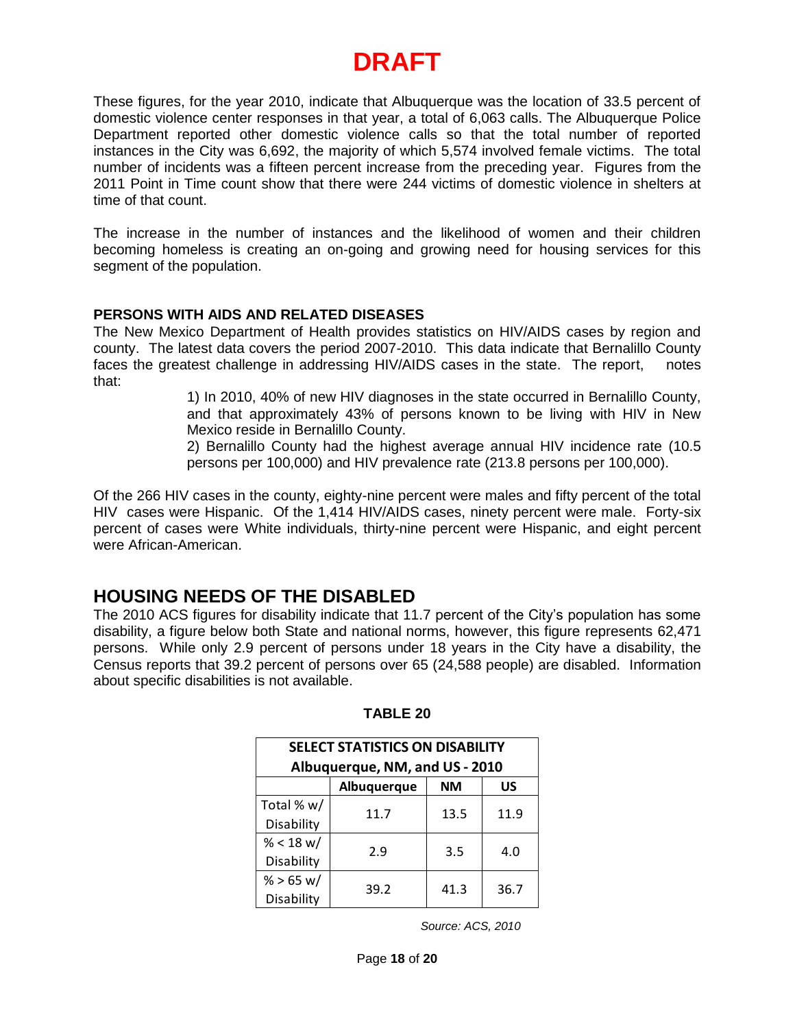# DRAFT

These figures, for the year 2010, indicate that Albuquerque was the location of 33.5 percent of domestic violence center responses in that year, a total of 6,063 calls. The Albuquerque Police Department reported other domestic violence calls so that the total number of reported instances in the City was 6,692, the majority of which 5,574 involved female victims. The total number of incidents was a fifteen percent increase from the preceding year. Figures from the 2011 Point in Time count show that there were 244 victims of domestic violence in shelters at time of that count.

The increase in the number of instances and the likelihood of women and their children becoming homeless is creating an on-going and growing need for housing services for this segment of the population.

### PERSONS WITH AIDS AND RELATED DISEASES

The New Mexico Department of Health provides statistics on HIV/AIDS cases by region and county. The latest data covers the period 2007-2010. This data indicate that Bernalillo County faces the greatest challenge in addressing HIV/AIDS cases in the state. The report, notes that:

> 1) In 2010, 40% of new HIV diagnoses in the state occurred in Bernalillo County, and that approximately 43% of persons known to be living with HIV in New Mexico reside in Bernalillo County.
>
> 2) Bernalillo County had the highest average annual HIV incidence rate (10.5 persons per 100,000) and HIV prevalence rate (213.8 persons per 100,000).

Of the 266 HIV cases in the county, eighty-nine percent were males and fifty percent of the total HIV cases were Hispanic. Of the 1,414 HIV/AIDS cases, ninety percent were male. Forty-six percent of cases were White individuals, thirty-nine percent were Hispanic, and eight percent were African-American.

## HOUSING NEEDS OF THE DISABLED

The 2010 ACS figures for disability indicate that 11.7 percent of the City's population has some disability, a figure below both State and national norms, however, this figure represents 62,471 persons. While only 2.9 percent of persons under 18 years in the City have a disability, the Census reports that 39.2 percent of persons over 65 (24,588 people) are disabled. Information about specific disabilities is not available.

**TABLE 20**

| SELECT STATISTICS ON DISABILITY Albuquerque, NM, and US - 2010 | | | |
|---|---|---|---|
| | Albuquerque | NM | US |
| Total % w/ Disability | 11.7 | 13.5 | 11.9 |
| % < 18 w/ Disability | 2.9 | 3.5 | 4.0 |
| % > 65 w/ Disability | 39.2 | 41.3 | 36.7 |

*Source: ACS, 2010*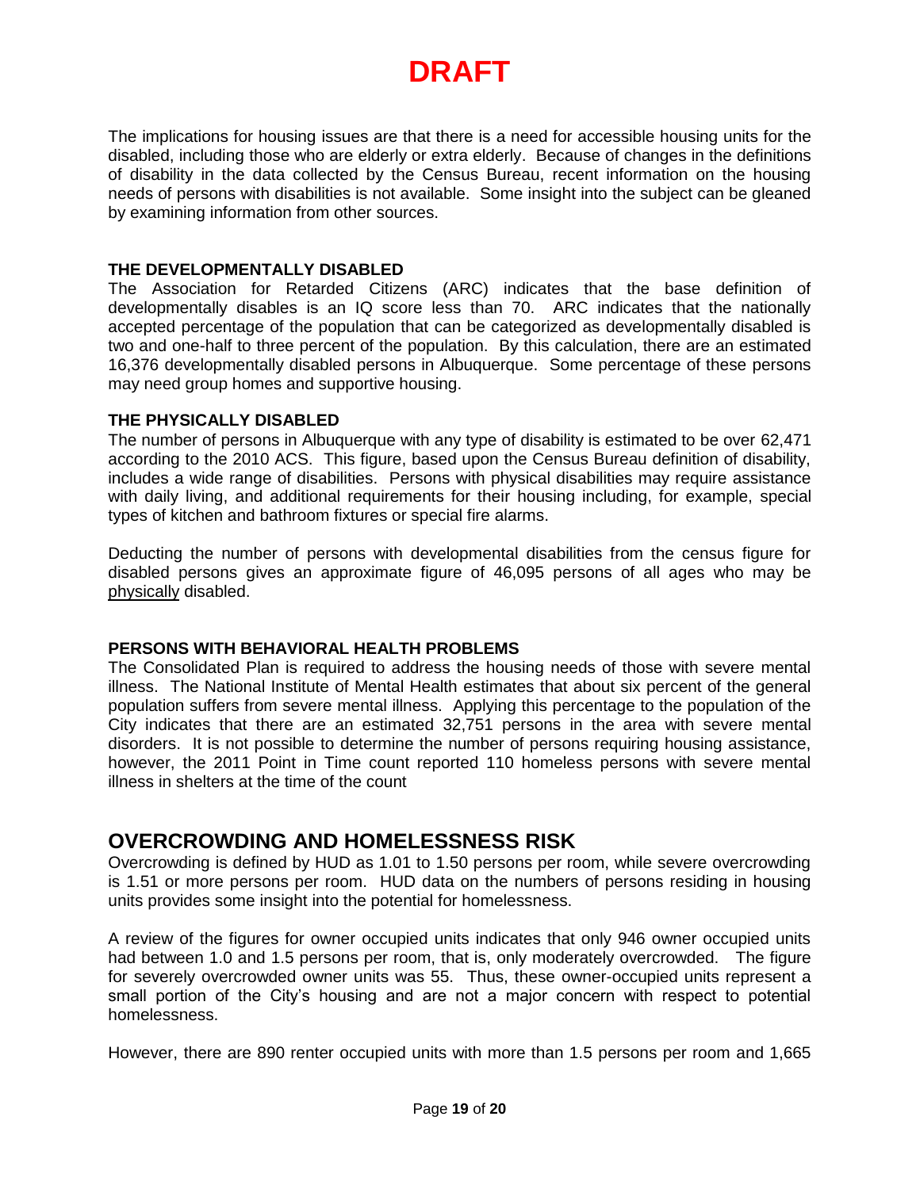# DRAFT

The implications for housing issues are that there is a need for accessible housing units for the disabled, including those who are elderly or extra elderly. Because of changes in the definitions of disability in the data collected by the Census Bureau, recent information on the housing needs of persons with disabilities is not available. Some insight into the subject can be gleaned by examining information from other sources.

### THE DEVELOPMENTALLY DISABLED

The Association for Retarded Citizens (ARC) indicates that the base definition of developmentally disables is an IQ score less than 70. ARC indicates that the nationally accepted percentage of the population that can be categorized as developmentally disabled is two and one-half to three percent of the population. By this calculation, there are an estimated 16,376 developmentally disabled persons in Albuquerque. Some percentage of these persons may need group homes and supportive housing.

### THE PHYSICALLY DISABLED

The number of persons in Albuquerque with any type of disability is estimated to be over 62,471 according to the 2010 ACS. This figure, based upon the Census Bureau definition of disability, includes a wide range of disabilities. Persons with physical disabilities may require assistance with daily living, and additional requirements for their housing including, for example, special types of kitchen and bathroom fixtures or special fire alarms.

Deducting the number of persons with developmental disabilities from the census figure for disabled persons gives an approximate figure of 46,095 persons of all ages who may be <u>physically</u> disabled.

### PERSONS WITH BEHAVIORAL HEALTH PROBLEMS

The Consolidated Plan is required to address the housing needs of those with severe mental illness. The National Institute of Mental Health estimates that about six percent of the general population suffers from severe mental illness. Applying this percentage to the population of the City indicates that there are an estimated 32,751 persons in the area with severe mental disorders. It is not possible to determine the number of persons requiring housing assistance, however, the 2011 Point in Time count reported 110 homeless persons with severe mental illness in shelters at the time of the count

## OVERCROWDING AND HOMELESSNESS RISK

Overcrowding is defined by HUD as 1.01 to 1.50 persons per room, while severe overcrowding is 1.51 or more persons per room. HUD data on the numbers of persons residing in housing units provides some insight into the potential for homelessness.

A review of the figures for owner occupied units indicates that only 946 owner occupied units had between 1.0 and 1.5 persons per room, that is, only moderately overcrowded. The figure for severely overcrowded owner units was 55. Thus, these owner-occupied units represent a small portion of the City's housing and are not a major concern with respect to potential homelessness.

However, there are 890 renter occupied units with more than 1.5 persons per room and 1,665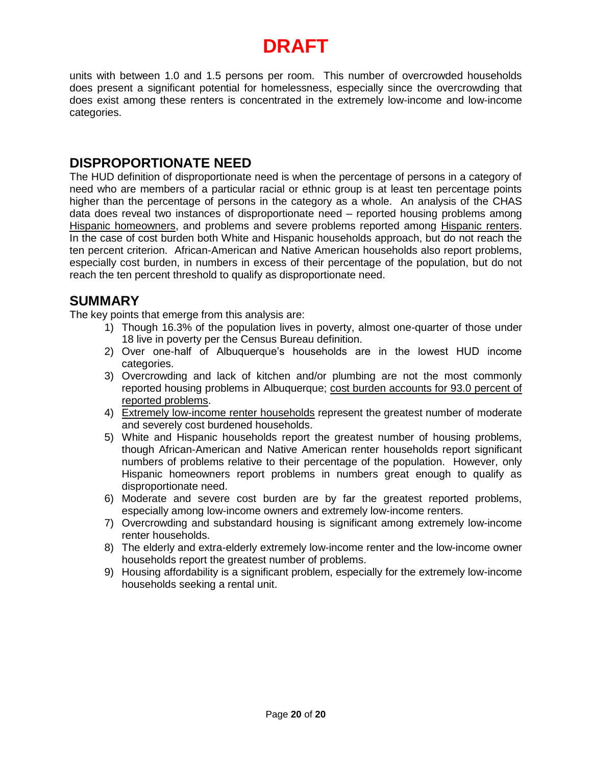# DRAFT

units with between 1.0 and 1.5 persons per room. This number of overcrowded households does present a significant potential for homelessness, especially since the overcrowding that does exist among these renters is concentrated in the extremely low-income and low-income categories.

## DISPROPORTIONATE NEED

The HUD definition of disproportionate need is when the percentage of persons in a category of need who are members of a particular racial or ethnic group is at least ten percentage points higher than the percentage of persons in the category as a whole. An analysis of the CHAS data does reveal two instances of disproportionate need – reported housing problems among <u>Hispanic homeowners</u>, and problems and severe problems reported among <u>Hispanic renters</u>. In the case of cost burden both White and Hispanic households approach, but do not reach the ten percent criterion. African-American and Native American households also report problems, especially cost burden, in numbers in excess of their percentage of the population, but do not reach the ten percent threshold to qualify as disproportionate need.

## SUMMARY

The key points that emerge from this analysis are:

1) Though 16.3% of the population lives in poverty, almost one-quarter of those under 18 live in poverty per the Census Bureau definition.
2) Over one-half of Albuquerque's households are in the lowest HUD income categories.
3) Overcrowding and lack of kitchen and/or plumbing are not the most commonly reported housing problems in Albuquerque; <u>cost burden accounts for 93.0 percent of reported problems</u>.
4) <u>Extremely low-income renter households</u> represent the greatest number of moderate and severely cost burdened households.
5) White and Hispanic households report the greatest number of housing problems, though African-American and Native American renter households report significant numbers of problems relative to their percentage of the population. However, only Hispanic homeowners report problems in numbers great enough to qualify as disproportionate need.
6) Moderate and severe cost burden are by far the greatest reported problems, especially among low-income owners and extremely low-income renters.
7) Overcrowding and substandard housing is significant among extremely low-income renter households.
8) The elderly and extra-elderly extremely low-income renter and the low-income owner households report the greatest number of problems.
9) Housing affordability is a significant problem, especially for the extremely low-income households seeking a rental unit.